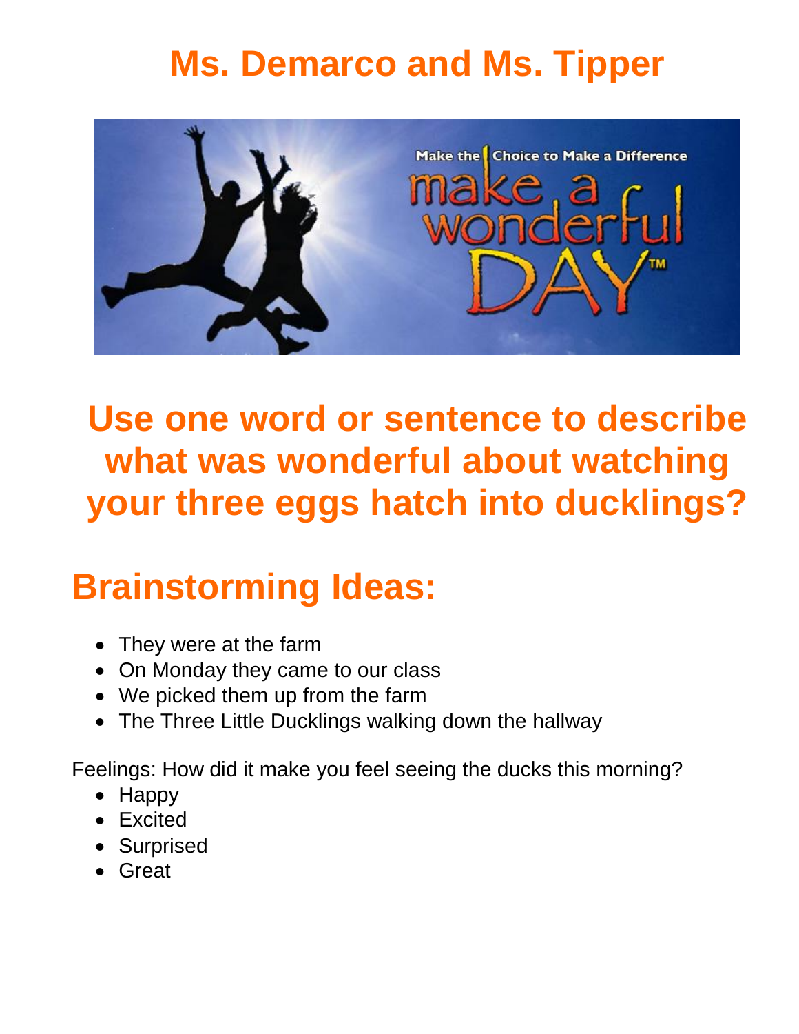# Ms. Demarco and Ms. Tipper

## Use one word or sentence to describe what was wonderful about watching your three eggs hatch into ducklings?

## Brainstorming Ideas:

- They were at the farm
- On Monday they came to our class
- We picked them up from the farm
- The Three Little Ducklings walking down the hallway

Feelings: How did it make you feel seeing the ducks this morning?

- Happy
- Excited
- Surprised
- Great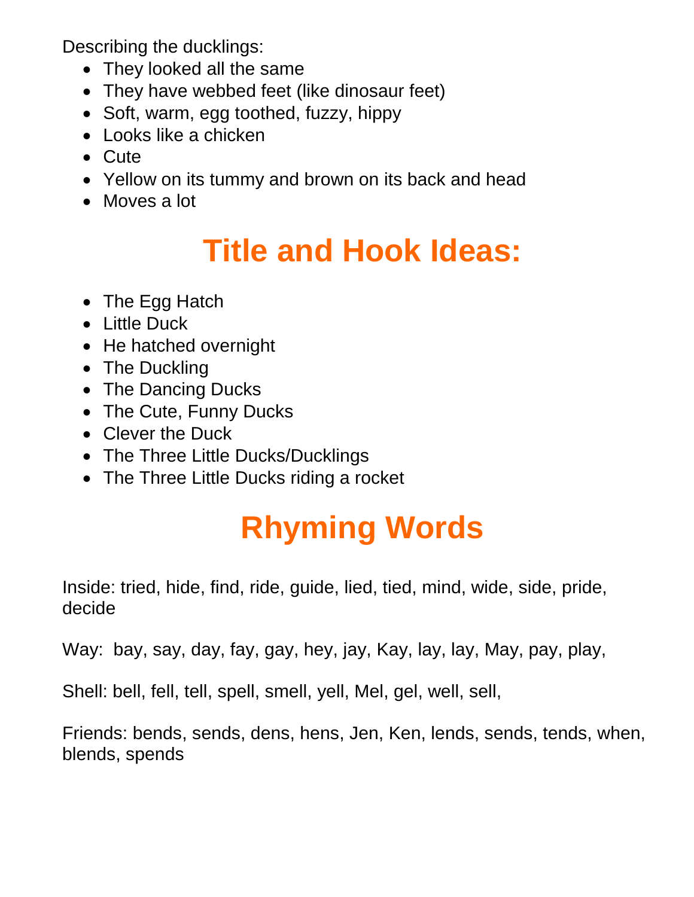Describing the ducklings:

- They looked all the same
- They have webbed feet (like dinosaur feet)
- Soft, warm, egg toothed, fuzzy, hippy
- Looks like a chicken
- Cute
- Yellow on its tummy and brown on its back and head
- Moves a lot

# Title and Hook Ideas:

- The Egg Hatch
- Little Duck
- He hatched overnight
- The Duckling
- The Dancing Ducks
- The Cute, Funny Ducks
- Clever the Duck
- The Three Little Ducks/Ducklings
- The Three Little Ducks riding a rocket

# Rhyming Words

Inside: tried, hide, find, ride, guide, lied, tied, mind, wide, side, pride, decide

Way: bay, say, day, fay, gay, hey, jay, Kay, lay, lay, May, pay, play,

Shell: bell, fell, tell, spell, smell, yell, Mel, gel, well, sell,

Friends: bends, sends, dens, hens, Jen, Ken, lends, sends, tends, when, blends, spends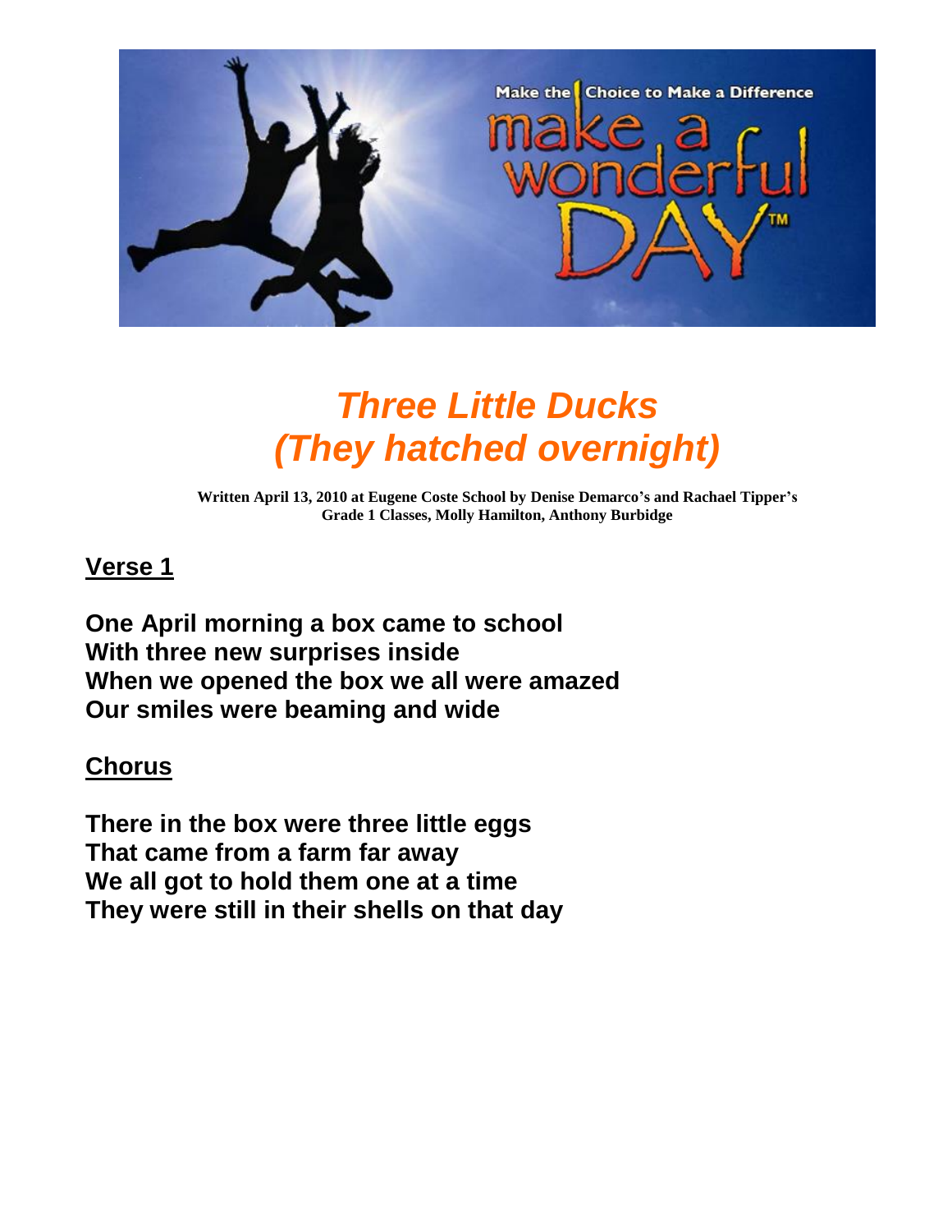# *Three Little Ducks (They hatched overnight)*

**Written April 13, 2010 at Eugene Coste School by Denise Demarco's and Rachael Tipper's Grade 1 Classes, Molly Hamilton, Anthony Burbidge**

## Verse 1

**One April morning a box came to school**
**With three new surprises inside**
**When we opened the box we all were amazed**
**Our smiles were beaming and wide**

## Chorus

**There in the box were three little eggs**
**That came from a farm far away**
**We all got to hold them one at a time**
**They were still in their shells on that day**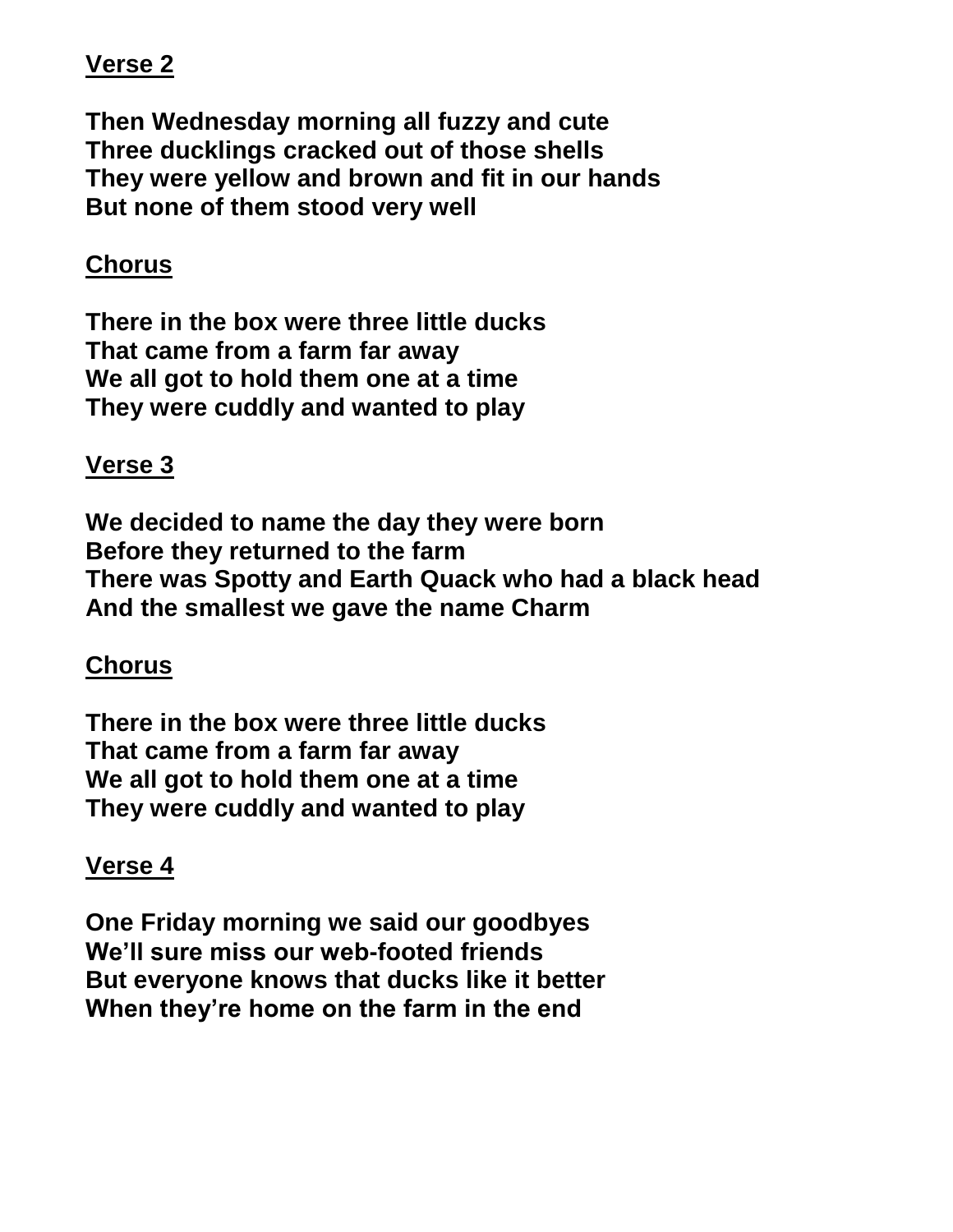**Verse 2**

**Then Wednesday morning all fuzzy and cute**
**Three ducklings cracked out of those shells**
**They were yellow and brown and fit in our hands**
**But none of them stood very well**

**Chorus**

**There in the box were three little ducks**
**That came from a farm far away**
**We all got to hold them one at a time**
**They were cuddly and wanted to play**

**Verse 3**

**We decided to name the day they were born**
**Before they returned to the farm**
**There was Spotty and Earth Quack who had a black head**
**And the smallest we gave the name Charm**

**Chorus**

**There in the box were three little ducks**
**That came from a farm far away**
**We all got to hold them one at a time**
**They were cuddly and wanted to play**

**Verse 4**

**One Friday morning we said our goodbyes**
**We'll sure miss our web-footed friends**
**But everyone knows that ducks like it better**
**When they're home on the farm in the end**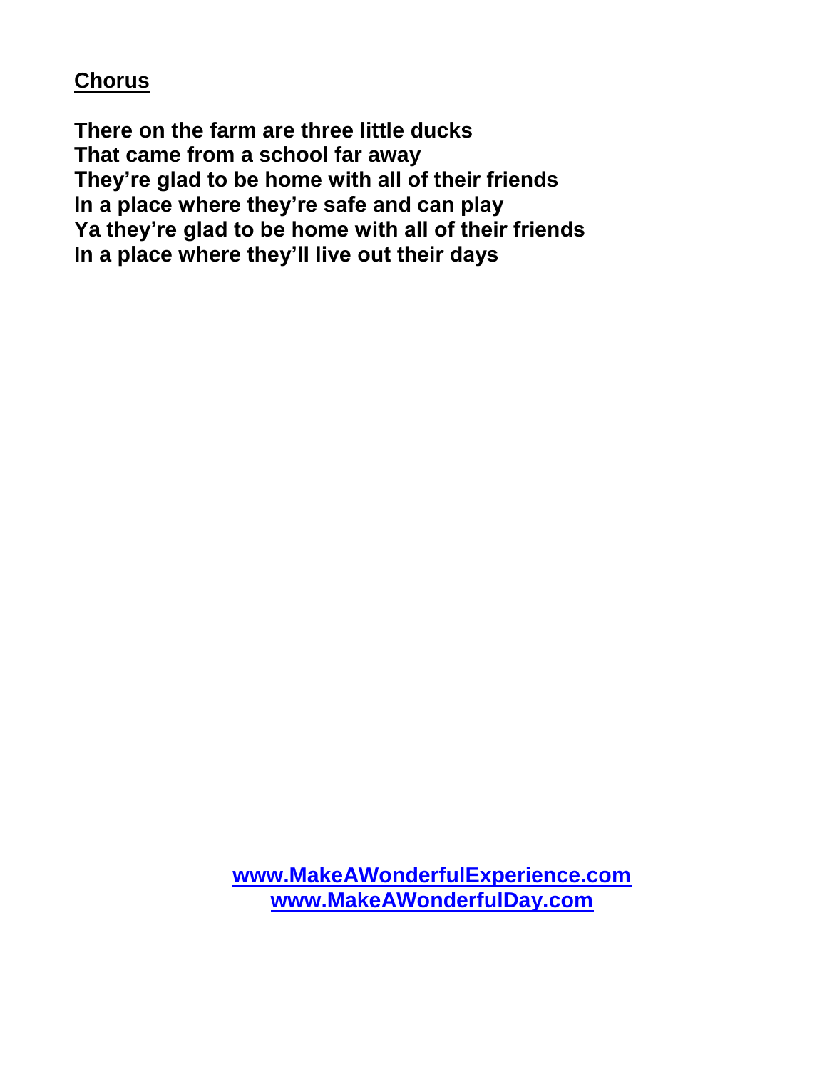**Chorus**

**There on the farm are three little ducks**
**That came from a school far away**
**They're glad to be home with all of their friends**
**In a place where they're safe and can play**
**Ya they're glad to be home with all of their friends**
**In a place where they'll live out their days**

www.MakeAWonderfulExperience.com
www.MakeAWonderfulDay.com